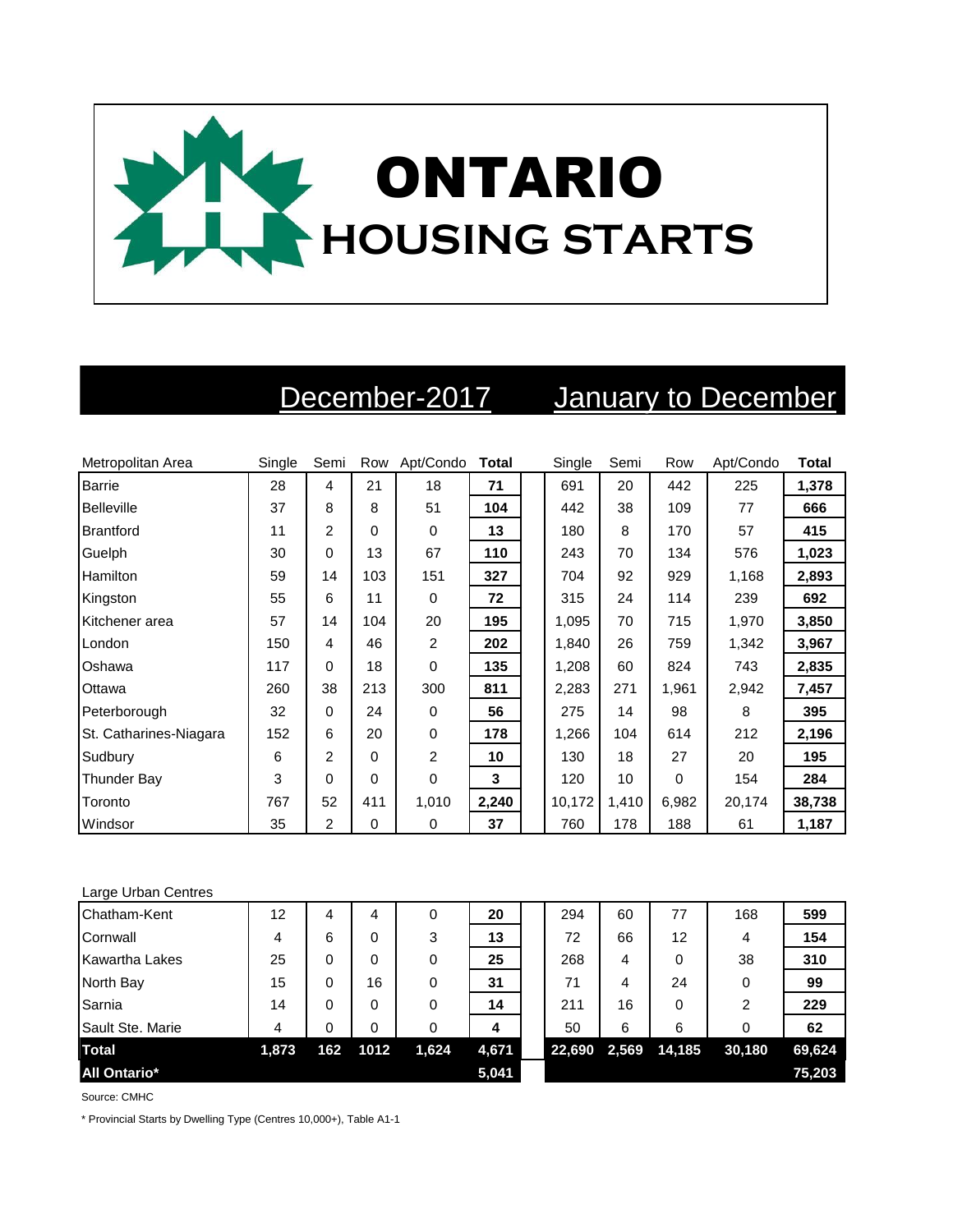# ONTARIO HOUSING STARTS

| Metropolitan Area | December-2017 Single | Semi | Row | Apt/Condo | Total | January to December Single | Semi | Row | Apt/Condo | Total |
|---|---|---|---|---|---|---|---|---|---|---|
| Barrie | 28 | 4 | 21 | 18 | **71** | 691 | 20 | 442 | 225 | **1,378** |
| Belleville | 37 | 8 | 8 | 51 | **104** | 442 | 38 | 109 | 77 | **666** |
| Brantford | 11 | 2 | 0 | 0 | **13** | 180 | 8 | 170 | 57 | **415** |
| Guelph | 30 | 0 | 13 | 67 | **110** | 243 | 70 | 134 | 576 | **1,023** |
| Hamilton | 59 | 14 | 103 | 151 | **327** | 704 | 92 | 929 | 1,168 | **2,893** |
| Kingston | 55 | 6 | 11 | 0 | **72** | 315 | 24 | 114 | 239 | **692** |
| Kitchener area | 57 | 14 | 104 | 20 | **195** | 1,095 | 70 | 715 | 1,970 | **3,850** |
| London | 150 | 4 | 46 | 2 | **202** | 1,840 | 26 | 759 | 1,342 | **3,967** |
| Oshawa | 117 | 0 | 18 | 0 | **135** | 1,208 | 60 | 824 | 743 | **2,835** |
| Ottawa | 260 | 38 | 213 | 300 | **811** | 2,283 | 271 | 1,961 | 2,942 | **7,457** |
| Peterborough | 32 | 0 | 24 | 0 | **56** | 275 | 14 | 98 | 8 | **395** |
| St. Catharines-Niagara | 152 | 6 | 20 | 0 | **178** | 1,266 | 104 | 614 | 212 | **2,196** |
| Sudbury | 6 | 2 | 0 | 2 | **10** | 130 | 18 | 27 | 20 | **195** |
| Thunder Bay | 3 | 0 | 0 | 0 | **3** | 120 | 10 | 0 | 154 | **284** |
| Toronto | 767 | 52 | 411 | 1,010 | **2,240** | 10,172 | 1,410 | 6,982 | 20,174 | **38,738** |
| Windsor | 35 | 2 | 0 | 0 | **37** | 760 | 178 | 188 | 61 | **1,187** |
| **Large Urban Centres** | | | | | | | | | | |
| Chatham-Kent | 12 | 4 | 4 | 0 | **20** | 294 | 60 | 77 | 168 | **599** |
| Cornwall | 4 | 6 | 0 | 3 | **13** | 72 | 66 | 12 | 4 | **154** |
| Kawartha Lakes | 25 | 0 | 0 | 0 | **25** | 268 | 4 | 0 | 38 | **310** |
| North Bay | 15 | 0 | 16 | 0 | **31** | 71 | 4 | 24 | 0 | **99** |
| Sarnia | 14 | 0 | 0 | 0 | **14** | 211 | 16 | 0 | 2 | **229** |
| Sault Ste. Marie | 4 | 0 | 0 | 0 | **4** | 50 | 6 | 6 | 0 | **62** |
| **Total** | **1,873** | **162** | **1012** | **1,624** | **4,671** | **22,690** | **2,569** | **14,185** | **30,180** | **69,624** |
| **All Ontario*** | | | | | **5,041** | | | | | **75,203** |

Source: CMHC

* Provincial Starts by Dwelling Type (Centres 10,000+), Table A1-1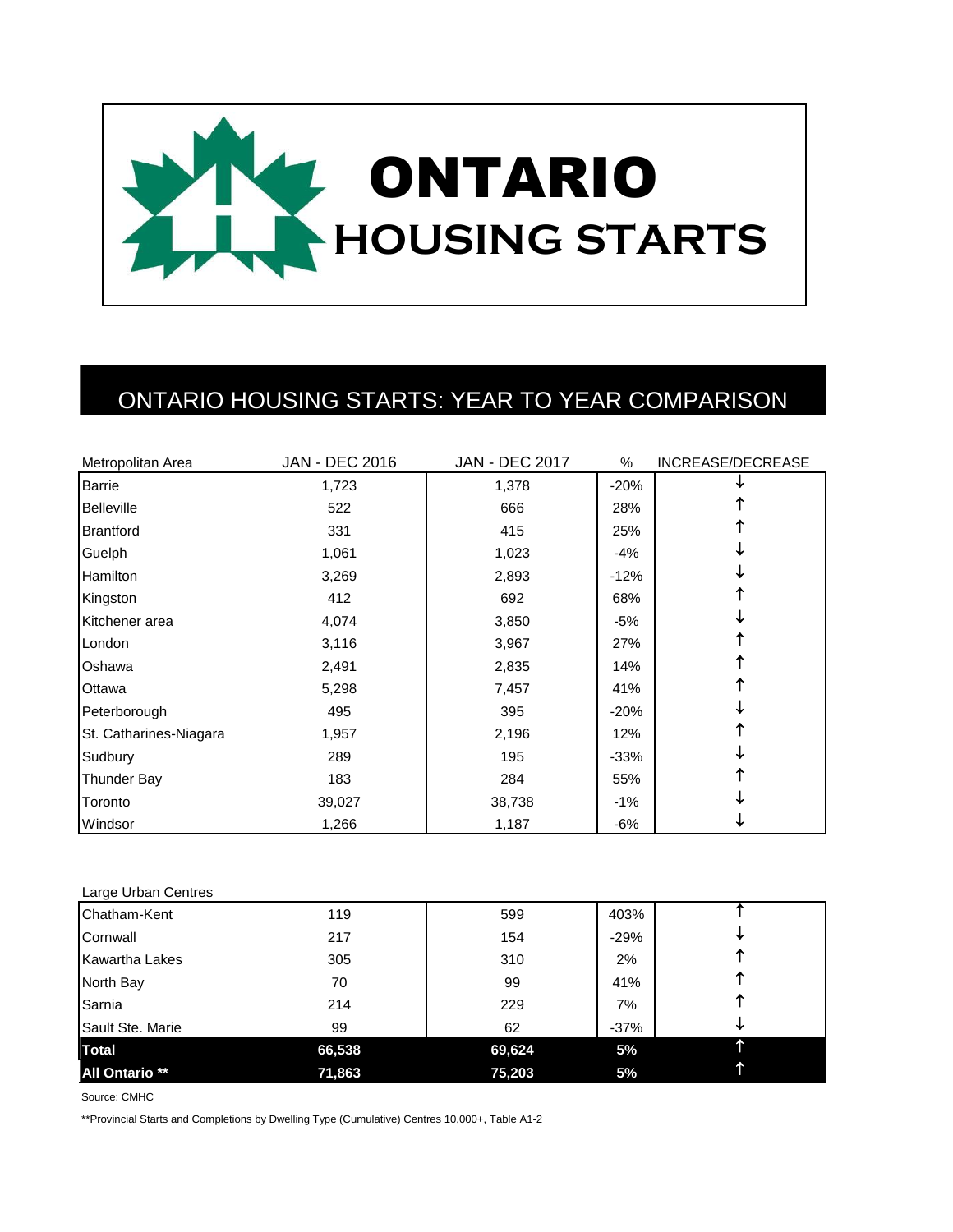# ONTARIO HOUSING STARTS

## ONTARIO HOUSING STARTS: YEAR TO YEAR COMPARISON

| Metropolitan Area | JAN - DEC 2016 | JAN - DEC 2017 | % | INCREASE/DECREASE |
|---|---|---|---|---|
| Barrie | 1,723 | 1,378 | -20% | ↓ |
| Belleville | 522 | 666 | 28% | ↑ |
| Brantford | 331 | 415 | 25% | ↑ |
| Guelph | 1,061 | 1,023 | -4% | ↓ |
| Hamilton | 3,269 | 2,893 | -12% | ↓ |
| Kingston | 412 | 692 | 68% | ↑ |
| Kitchener area | 4,074 | 3,850 | -5% | ↓ |
| London | 3,116 | 3,967 | 27% | ↑ |
| Oshawa | 2,491 | 2,835 | 14% | ↑ |
| Ottawa | 5,298 | 7,457 | 41% | ↑ |
| Peterborough | 495 | 395 | -20% | ↓ |
| St. Catharines-Niagara | 1,957 | 2,196 | 12% | ↑ |
| Sudbury | 289 | 195 | -33% | ↓ |
| Thunder Bay | 183 | 284 | 55% | ↑ |
| Toronto | 39,027 | 38,738 | -1% | ↓ |
| Windsor | 1,266 | 1,187 | -6% | ↓ |
| **Large Urban Centres** | | | | |
| Chatham-Kent | 119 | 599 | 403% | ↑ |
| Cornwall | 217 | 154 | -29% | ↓ |
| Kawartha Lakes | 305 | 310 | 2% | ↑ |
| North Bay | 70 | 99 | 41% | ↑ |
| Sarnia | 214 | 229 | 7% | ↑ |
| Sault Ste. Marie | 99 | 62 | -37% | ↓ |
| **Total** | **66,538** | **69,624** | **5%** | ↑ |
| **All Ontario \*\*** | **71,863** | **75,203** | **5%** | ↑ |

Source: CMHC

**Provincial Starts and Completions by Dwelling Type (Cumulative) Centres 10,000+, Table A1-2